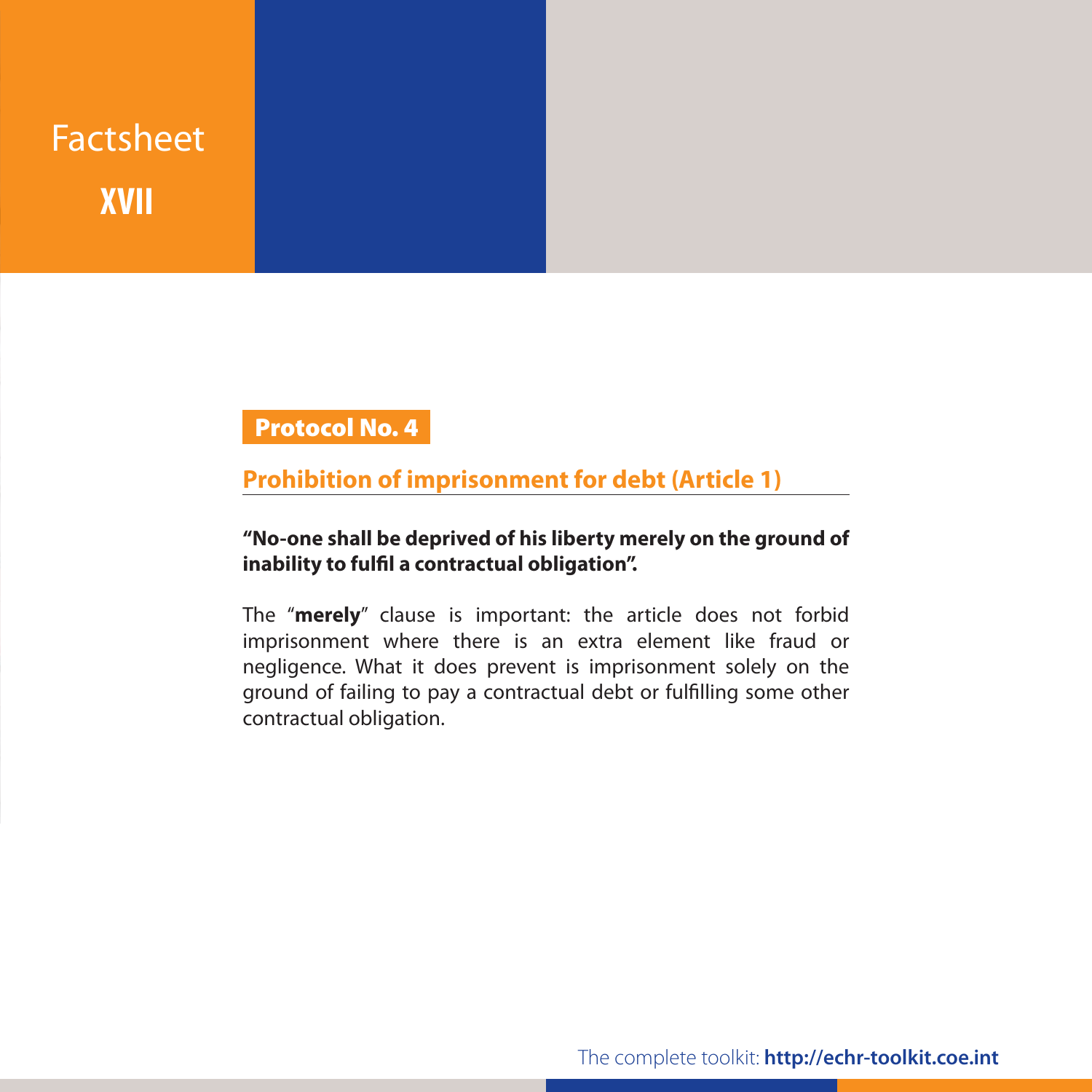# Factsheet XVII

## Protocol No. 4

### Prohibition of imprisonment for debt (Article 1)

**"No-one shall be deprived of his liberty merely on the ground of inability to fulfil a contractual obligation".**

The "**merely**" clause is important: the article does not forbid imprisonment where there is an extra element like fraud or negligence. What it does prevent is imprisonment solely on the ground of failing to pay a contractual debt or fulfilling some other contractual obligation.

The complete toolkit: **http://echr-toolkit.coe.int**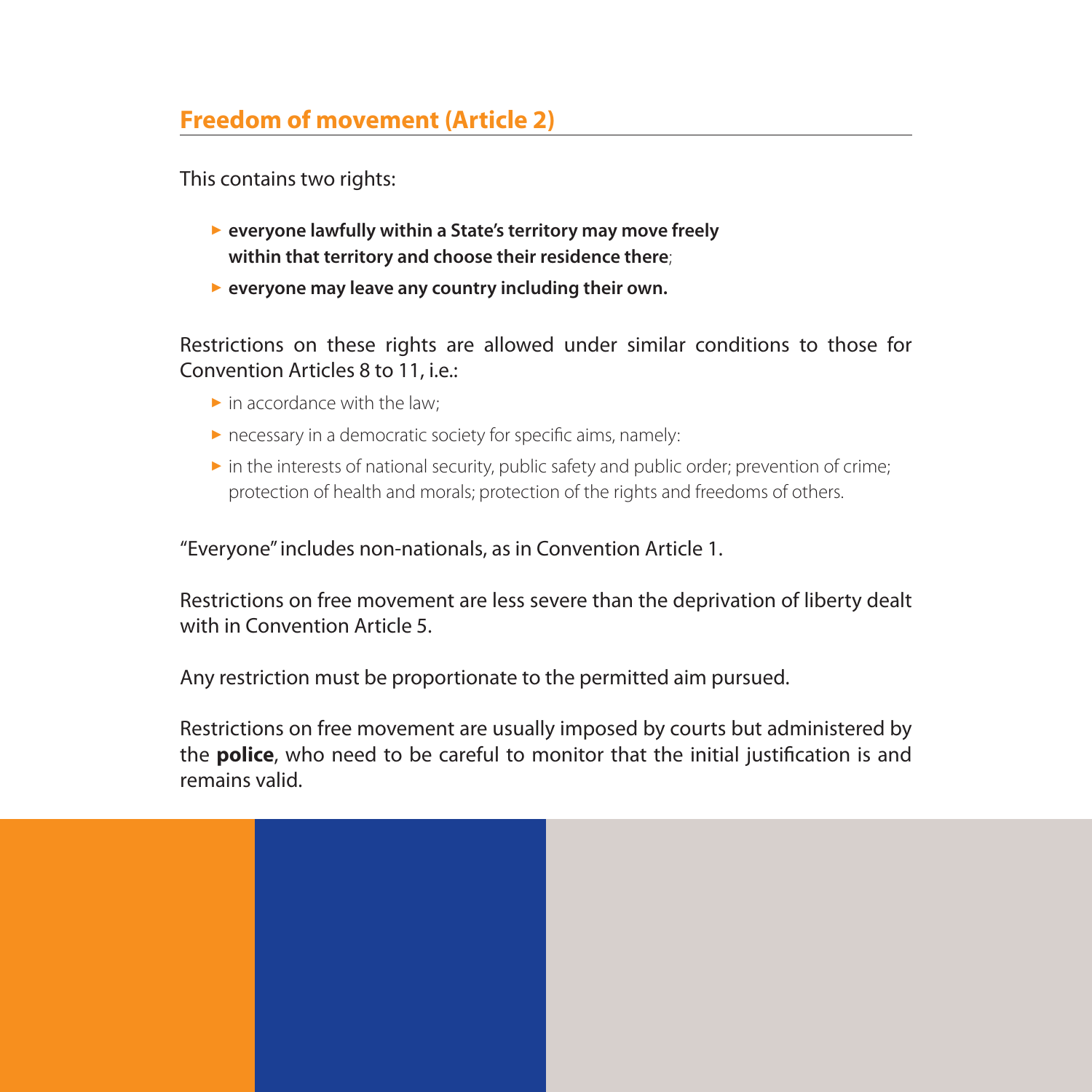## Freedom of movement (Article 2)

This contains two rights:

- **everyone lawfully within a State's territory may move freely within that territory and choose their residence there**;
- **everyone may leave any country including their own.**

Restrictions on these rights are allowed under similar conditions to those for Convention Articles 8 to 11, i.e.:

- in accordance with the law;
- necessary in a democratic society for specific aims, namely:
- in the interests of national security, public safety and public order; prevention of crime; protection of health and morals; protection of the rights and freedoms of others.

"Everyone" includes non-nationals, as in Convention Article 1.

Restrictions on free movement are less severe than the deprivation of liberty dealt with in Convention Article 5.

Any restriction must be proportionate to the permitted aim pursued.

Restrictions on free movement are usually imposed by courts but administered by the **police**, who need to be careful to monitor that the initial justification is and remains valid.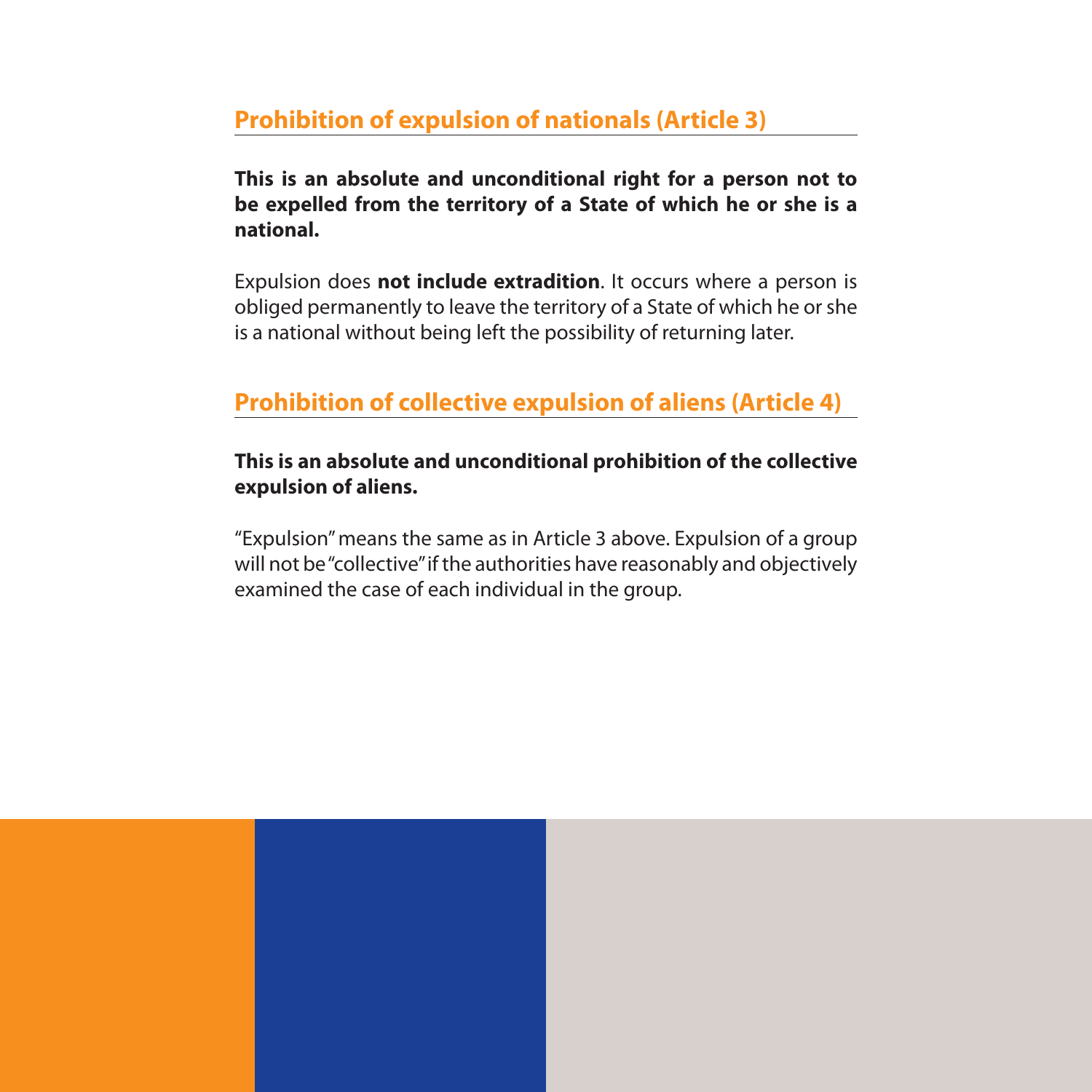## Prohibition of expulsion of nationals (Article 3)

**This is an absolute and unconditional right for a person not to be expelled from the territory of a State of which he or she is a national.**

Expulsion does **not include extradition**. It occurs where a person is obliged permanently to leave the territory of a State of which he or she is a national without being left the possibility of returning later.

## Prohibition of collective expulsion of aliens (Article 4)

**This is an absolute and unconditional prohibition of the collective expulsion of aliens.**

"Expulsion" means the same as in Article 3 above. Expulsion of a group will not be "collective" if the authorities have reasonably and objectively examined the case of each individual in the group.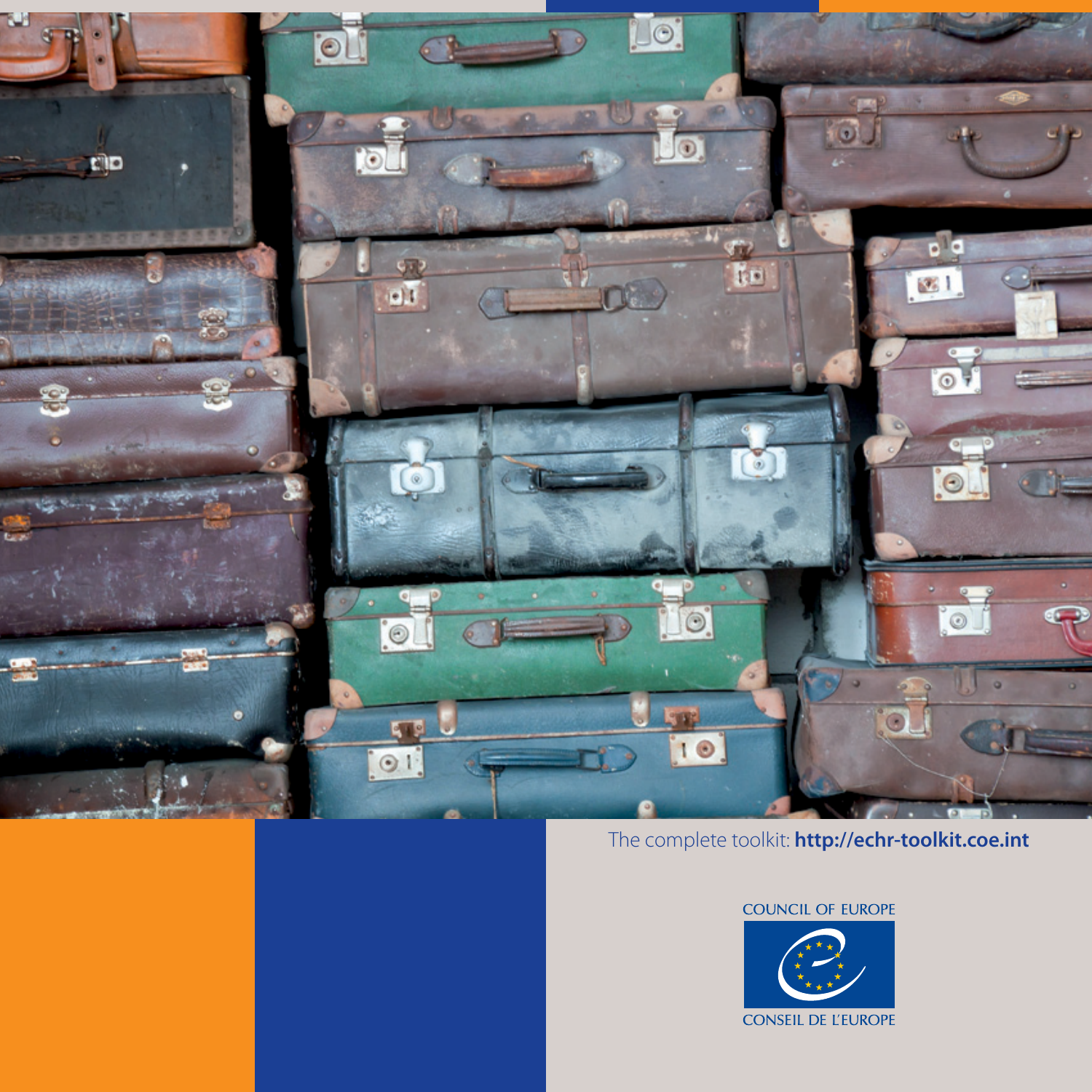The complete toolkit: **http://echr-toolkit.coe.int**

COUNCIL OF EUROPE

CONSEIL DE L'EUROPE